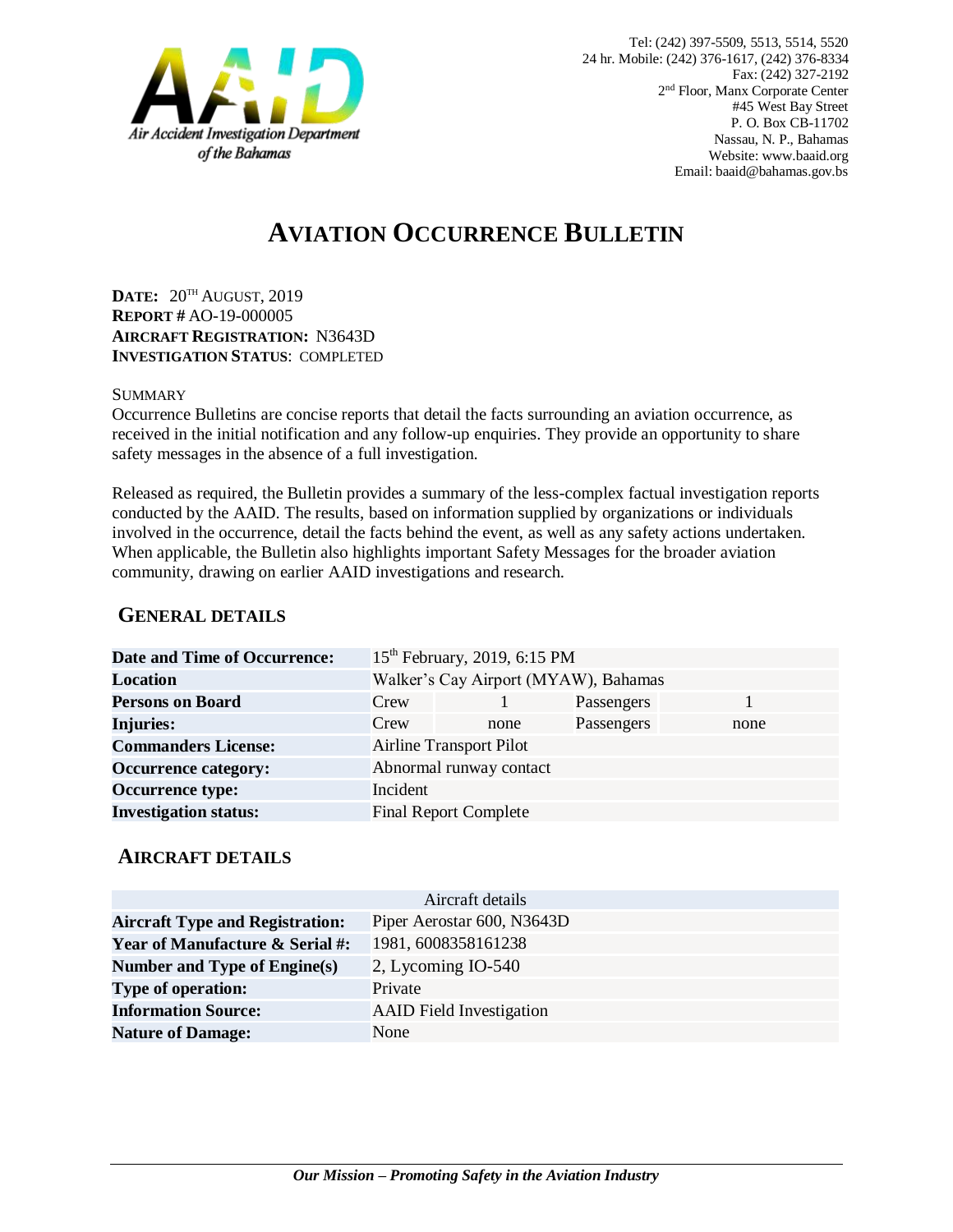Air Accident Investigation Department of the Bahamas

Tel: (242) 397-5509, 5513, 5514, 5520
24 hr. Mobile: (242) 376-1617, (242) 376-8334
Fax: (242) 327-2192
2nd Floor, Manx Corporate Center
#45 West Bay Street
P. O. Box CB-11702
Nassau, N. P., Bahamas
Website: www.baaid.org
Email: baaid@bahamas.gov.bs

# AVIATION OCCURRENCE BULLETIN

**DATE:** 20TH AUGUST, 2019
**REPORT #** AO-19-000005
**AIRCRAFT REGISTRATION:** N3643D
**INVESTIGATION STATUS**: COMPLETED

SUMMARY

Occurrence Bulletins are concise reports that detail the facts surrounding an aviation occurrence, as received in the initial notification and any follow-up enquiries. They provide an opportunity to share safety messages in the absence of a full investigation.

Released as required, the Bulletin provides a summary of the less-complex factual investigation reports conducted by the AAID. The results, based on information supplied by organizations or individuals involved in the occurrence, detail the facts behind the event, as well as any safety actions undertaken. When applicable, the Bulletin also highlights important Safety Messages for the broader aviation community, drawing on earlier AAID investigations and research.

## GENERAL DETAILS

| | | | | |
|---|---|---|---|---|
| **Date and Time of Occurrence:** | 15th February, 2019, 6:15 PM | | | |
| **Location** | Walker's Cay Airport (MYAW), Bahamas | | | |
| **Persons on Board** | Crew | 1 | Passengers | 1 |
| **Injuries:** | Crew | none | Passengers | none |
| **Commanders License:** | Airline Transport Pilot | | | |
| **Occurrence category:** | Abnormal runway contact | | | |
| **Occurrence type:** | Incident | | | |
| **Investigation status:** | Final Report Complete | | | |

## AIRCRAFT DETAILS

| Aircraft details | |
|---|---|
| **Aircraft Type and Registration:** | Piper Aerostar 600, N3643D |
| **Year of Manufacture & Serial #:** | 1981, 6008358161238 |
| **Number and Type of Engine(s)** | 2, Lycoming IO-540 |
| **Type of operation:** | Private |
| **Information Source:** | AAID Field Investigation |
| **Nature of Damage:** | None |

*Our Mission – Promoting Safety in the Aviation Industry*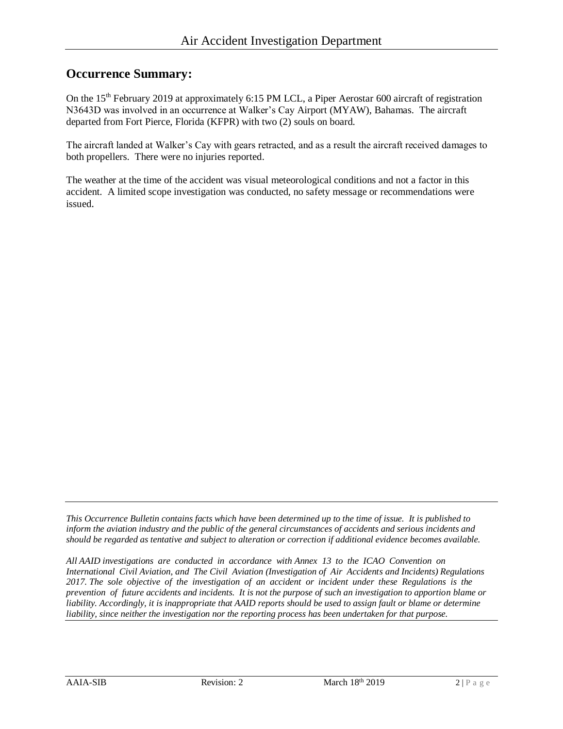## Occurrence Summary:

On the 15th February 2019 at approximately 6:15 PM LCL, a Piper Aerostar 600 aircraft of registration N3643D was involved in an occurrence at Walker's Cay Airport (MYAW), Bahamas. The aircraft departed from Fort Pierce, Florida (KFPR) with two (2) souls on board.

The aircraft landed at Walker's Cay with gears retracted, and as a result the aircraft received damages to both propellers. There were no injuries reported.

The weather at the time of the accident was visual meteorological conditions and not a factor in this accident. A limited scope investigation was conducted, no safety message or recommendations were issued.

*This Occurrence Bulletin contains facts which have been determined up to the time of issue. It is published to inform the aviation industry and the public of the general circumstances of accidents and serious incidents and should be regarded as tentative and subject to alteration or correction if additional evidence becomes available.*

*All AAID investigations are conducted in accordance with Annex 13 to the ICAO Convention on International Civil Aviation, and The Civil Aviation (Investigation of Air Accidents and Incidents) Regulations 2017. The sole objective of the investigation of an accident or incident under these Regulations is the prevention of future accidents and incidents. It is not the purpose of such an investigation to apportion blame or liability. Accordingly, it is inappropriate that AAID reports should be used to assign fault or blame or determine liability, since neither the investigation nor the reporting process has been undertaken for that purpose.*